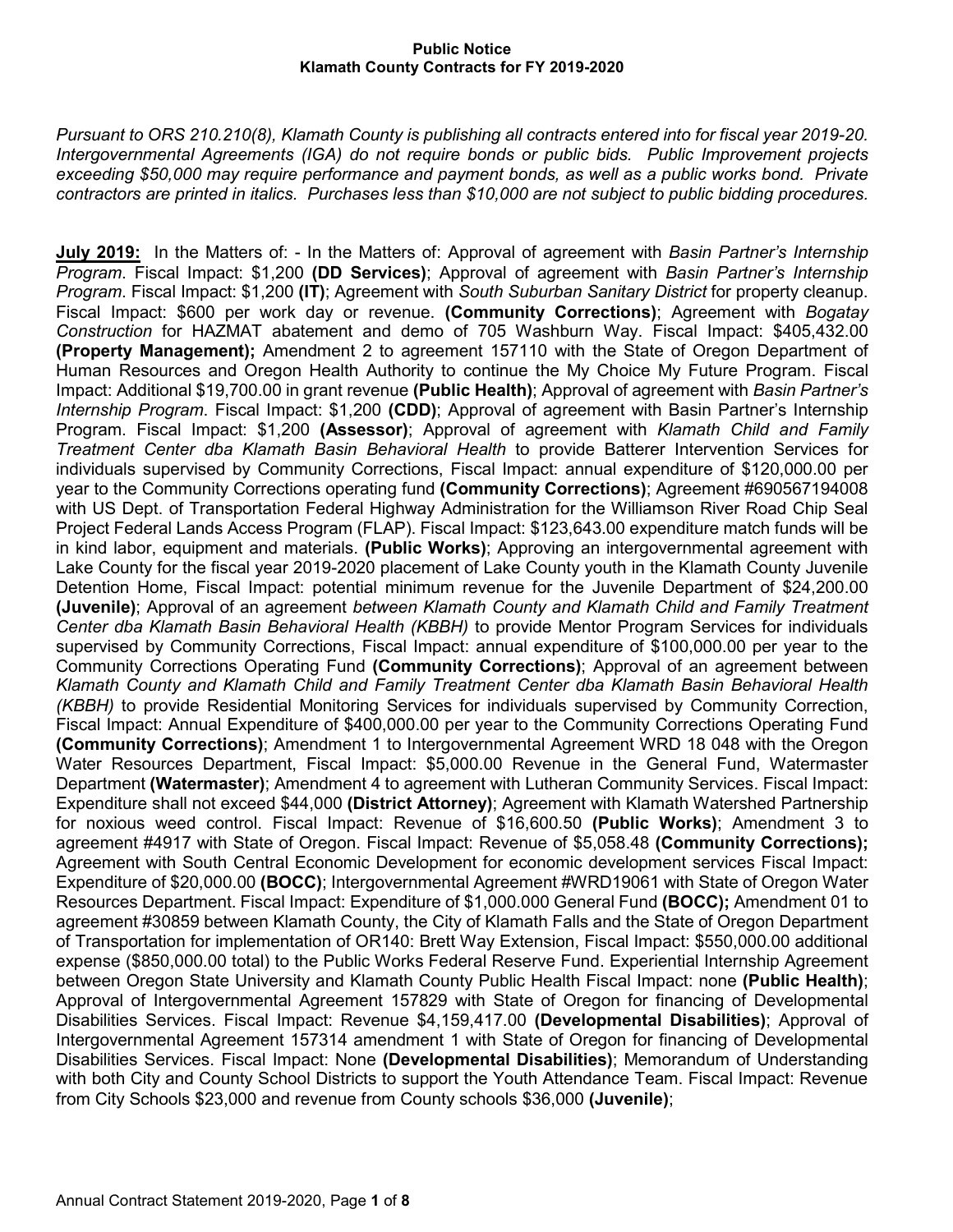**Public Notice**
**Klamath County Contracts for FY 2019-2020**

*Pursuant to ORS 210.210(8), Klamath County is publishing all contracts entered into for fiscal year 2019-20. Intergovernmental Agreements (IGA) do not require bonds or public bids. Public Improvement projects exceeding $50,000 may require performance and payment bonds, as well as a public works bond. Private contractors are printed in italics. Purchases less than $10,000 are not subject to public bidding procedures.*

**July 2019:** In the Matters of: - In the Matters of: Approval of agreement with *Basin Partner's Internship Program*. Fiscal Impact: $1,200 **(DD Services)**; Approval of agreement with *Basin Partner's Internship Program*. Fiscal Impact: $1,200 **(IT)**; Agreement with *South Suburban Sanitary District* for property cleanup. Fiscal Impact: $600 per work day or revenue. **(Community Corrections)**; Agreement with *Bogatay Construction* for HAZMAT abatement and demo of 705 Washburn Way. Fiscal Impact: $405,432.00 **(Property Management);** Amendment 2 to agreement 157110 with the State of Oregon Department of Human Resources and Oregon Health Authority to continue the My Choice My Future Program. Fiscal Impact: Additional $19,700.00 in grant revenue **(Public Health)**; Approval of agreement with *Basin Partner's Internship Program*. Fiscal Impact: $1,200 **(CDD)**; Approval of agreement with Basin Partner's Internship Program. Fiscal Impact: $1,200 **(Assessor)**; Approval of agreement with *Klamath Child and Family Treatment Center dba Klamath Basin Behavioral Health* to provide Batterer Intervention Services for individuals supervised by Community Corrections, Fiscal Impact: annual expenditure of $120,000.00 per year to the Community Corrections operating fund **(Community Corrections)**; Agreement #690567194008 with US Dept. of Transportation Federal Highway Administration for the Williamson River Road Chip Seal Project Federal Lands Access Program (FLAP). Fiscal Impact: $123,643.00 expenditure match funds will be in kind labor, equipment and materials. **(Public Works)**; Approving an intergovernmental agreement with Lake County for the fiscal year 2019-2020 placement of Lake County youth in the Klamath County Juvenile Detention Home, Fiscal Impact: potential minimum revenue for the Juvenile Department of $24,200.00 **(Juvenile)**; Approval of an agreement *between Klamath County and Klamath Child and Family Treatment Center dba Klamath Basin Behavioral Health (KBBH)* to provide Mentor Program Services for individuals supervised by Community Corrections, Fiscal Impact: annual expenditure of $100,000.00 per year to the Community Corrections Operating Fund **(Community Corrections)**; Approval of an agreement between *Klamath County and Klamath Child and Family Treatment Center dba Klamath Basin Behavioral Health (KBBH)* to provide Residential Monitoring Services for individuals supervised by Community Correction, Fiscal Impact: Annual Expenditure of $400,000.00 per year to the Community Corrections Operating Fund **(Community Corrections)**; Amendment 1 to Intergovernmental Agreement WRD 18 048 with the Oregon Water Resources Department, Fiscal Impact: $5,000.00 Revenue in the General Fund, Watermaster Department **(Watermaster)**; Amendment 4 to agreement with Lutheran Community Services. Fiscal Impact: Expenditure shall not exceed $44,000 **(District Attorney)**; Agreement with Klamath Watershed Partnership for noxious weed control. Fiscal Impact: Revenue of $16,600.50 **(Public Works)**; Amendment 3 to agreement #4917 with State of Oregon. Fiscal Impact: Revenue of $5,058.48 **(Community Corrections);** Agreement with South Central Economic Development for economic development services Fiscal Impact: Expenditure of $20,000.00 **(BOCC)**; Intergovernmental Agreement #WRD19061 with State of Oregon Water Resources Department. Fiscal Impact: Expenditure of $1,000.000 General Fund **(BOCC);** Amendment 01 to agreement #30859 between Klamath County, the City of Klamath Falls and the State of Oregon Department of Transportation for implementation of OR140: Brett Way Extension, Fiscal Impact: $550,000.00 additional expense ($850,000.00 total) to the Public Works Federal Reserve Fund. Experiential Internship Agreement between Oregon State University and Klamath County Public Health Fiscal Impact: none **(Public Health)**; Approval of Intergovernmental Agreement 157829 with State of Oregon for financing of Developmental Disabilities Services. Fiscal Impact: Revenue $4,159,417.00 **(Developmental Disabilities)**; Approval of Intergovernmental Agreement 157314 amendment 1 with State of Oregon for financing of Developmental Disabilities Services. Fiscal Impact: None **(Developmental Disabilities)**; Memorandum of Understanding with both City and County School Districts to support the Youth Attendance Team. Fiscal Impact: Revenue from City Schools $23,000 and revenue from County schools $36,000 **(Juvenile)**;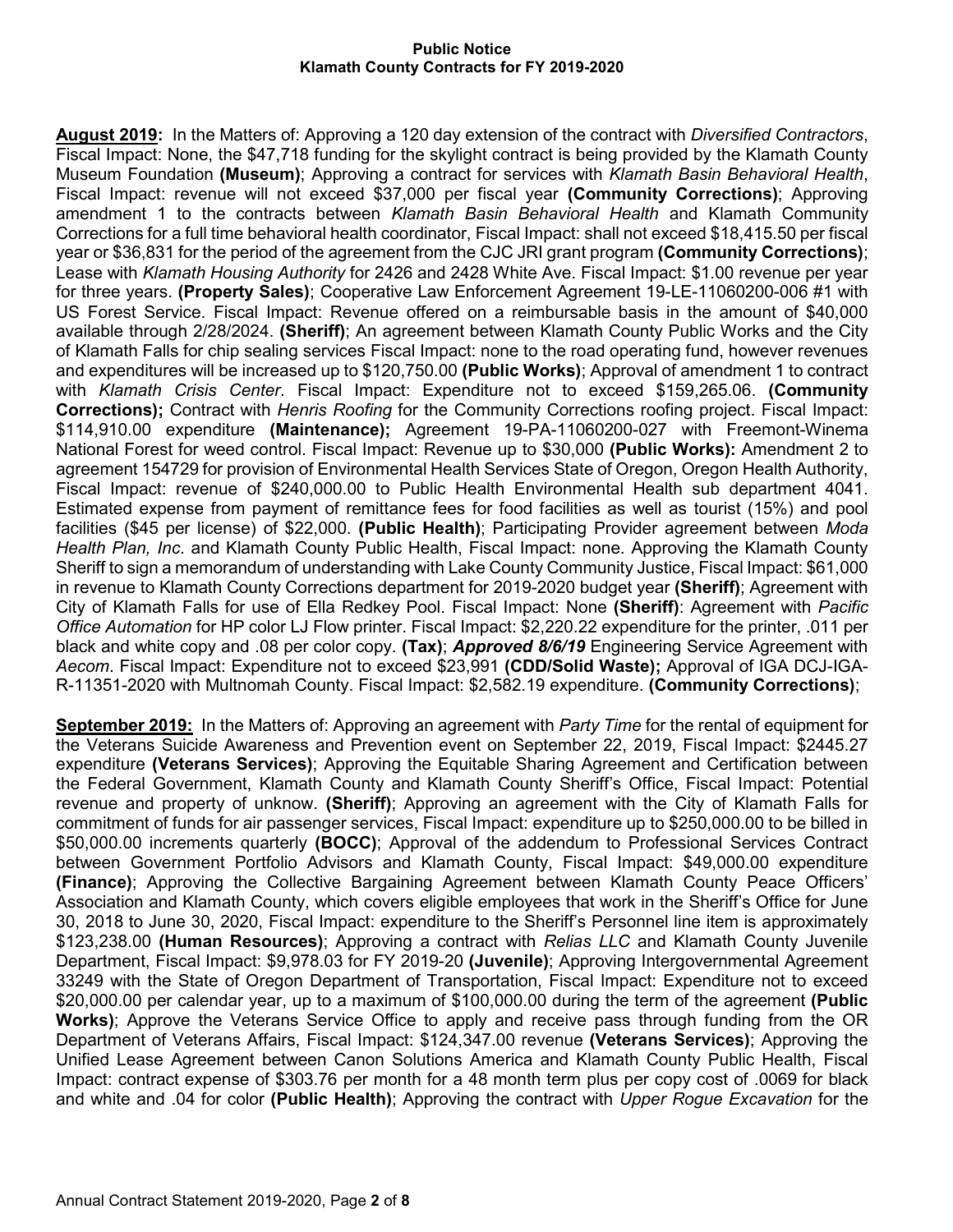**Public Notice**
**Klamath County Contracts for FY 2019-2020**

**August 2019:** In the Matters of: Approving a 120 day extension of the contract with *Diversified Contractors*, Fiscal Impact: None, the $47,718 funding for the skylight contract is being provided by the Klamath County Museum Foundation **(Museum)**; Approving a contract for services with *Klamath Basin Behavioral Health*, Fiscal Impact: revenue will not exceed $37,000 per fiscal year **(Community Corrections)**; Approving amendment 1 to the contracts between *Klamath Basin Behavioral Health* and Klamath Community Corrections for a full time behavioral health coordinator, Fiscal Impact: shall not exceed $18,415.50 per fiscal year or $36,831 for the period of the agreement from the CJC JRI grant program **(Community Corrections)**; Lease with *Klamath Housing Authority* for 2426 and 2428 White Ave. Fiscal Impact: $1.00 revenue per year for three years. **(Property Sales)**; Cooperative Law Enforcement Agreement 19-LE-11060200-006 #1 with US Forest Service. Fiscal Impact: Revenue offered on a reimbursable basis in the amount of $40,000 available through 2/28/2024. **(Sheriff)**; An agreement between Klamath County Public Works and the City of Klamath Falls for chip sealing services Fiscal Impact: none to the road operating fund, however revenues and expenditures will be increased up to $120,750.00 **(Public Works)**; Approval of amendment 1 to contract with *Klamath Crisis Center*. Fiscal Impact: Expenditure not to exceed $159,265.06. **(Community Corrections);** Contract with *Henris Roofing* for the Community Corrections roofing project. Fiscal Impact: $114,910.00 expenditure **(Maintenance);** Agreement 19-PA-11060200-027 with Freemont-Winema National Forest for weed control. Fiscal Impact: Revenue up to $30,000 **(Public Works):** Amendment 2 to agreement 154729 for provision of Environmental Health Services State of Oregon, Oregon Health Authority, Fiscal Impact: revenue of $240,000.00 to Public Health Environmental Health sub department 4041. Estimated expense from payment of remittance fees for food facilities as well as tourist (15%) and pool facilities ($45 per license) of $22,000. **(Public Health)**; Participating Provider agreement between *Moda Health Plan, Inc*. and Klamath County Public Health, Fiscal Impact: none. Approving the Klamath County Sheriff to sign a memorandum of understanding with Lake County Community Justice, Fiscal Impact: $61,000 in revenue to Klamath County Corrections department for 2019-2020 budget year **(Sheriff)**; Agreement with City of Klamath Falls for use of Ella Redkey Pool. Fiscal Impact: None **(Sheriff)**: Agreement with *Pacific Office Automation* for HP color LJ Flow printer. Fiscal Impact: $2,220.22 expenditure for the printer, .011 per black and white copy and .08 per color copy. **(Tax)**; ***Approved 8/6/19*** Engineering Service Agreement with *Aecom*. Fiscal Impact: Expenditure not to exceed $23,991 **(CDD/Solid Waste);** Approval of IGA DCJ-IGA-R-11351-2020 with Multnomah County. Fiscal Impact: $2,582.19 expenditure. **(Community Corrections)**;

**September 2019:** In the Matters of: Approving an agreement with *Party Time* for the rental of equipment for the Veterans Suicide Awareness and Prevention event on September 22, 2019, Fiscal Impact: $2445.27 expenditure **(Veterans Services)**; Approving the Equitable Sharing Agreement and Certification between the Federal Government, Klamath County and Klamath County Sheriff's Office, Fiscal Impact: Potential revenue and property of unknow. **(Sheriff)**; Approving an agreement with the City of Klamath Falls for commitment of funds for air passenger services, Fiscal Impact: expenditure up to $250,000.00 to be billed in $50,000.00 increments quarterly **(BOCC)**; Approval of the addendum to Professional Services Contract between Government Portfolio Advisors and Klamath County, Fiscal Impact: $49,000.00 expenditure **(Finance)**; Approving the Collective Bargaining Agreement between Klamath County Peace Officers' Association and Klamath County, which covers eligible employees that work in the Sheriff's Office for June 30, 2018 to June 30, 2020, Fiscal Impact: expenditure to the Sheriff's Personnel line item is approximately $123,238.00 **(Human Resources)**; Approving a contract with *Relias LLC* and Klamath County Juvenile Department, Fiscal Impact: $9,978.03 for FY 2019-20 **(Juvenile)**; Approving Intergovernmental Agreement 33249 with the State of Oregon Department of Transportation, Fiscal Impact: Expenditure not to exceed $20,000.00 per calendar year, up to a maximum of $100,000.00 during the term of the agreement **(Public Works)**; Approve the Veterans Service Office to apply and receive pass through funding from the OR Department of Veterans Affairs, Fiscal Impact: $124,347.00 revenue **(Veterans Services)**; Approving the Unified Lease Agreement between Canon Solutions America and Klamath County Public Health, Fiscal Impact: contract expense of $303.76 per month for a 48 month term plus per copy cost of .0069 for black and white and .04 for color **(Public Health)**; Approving the contract with *Upper Rogue Excavation* for the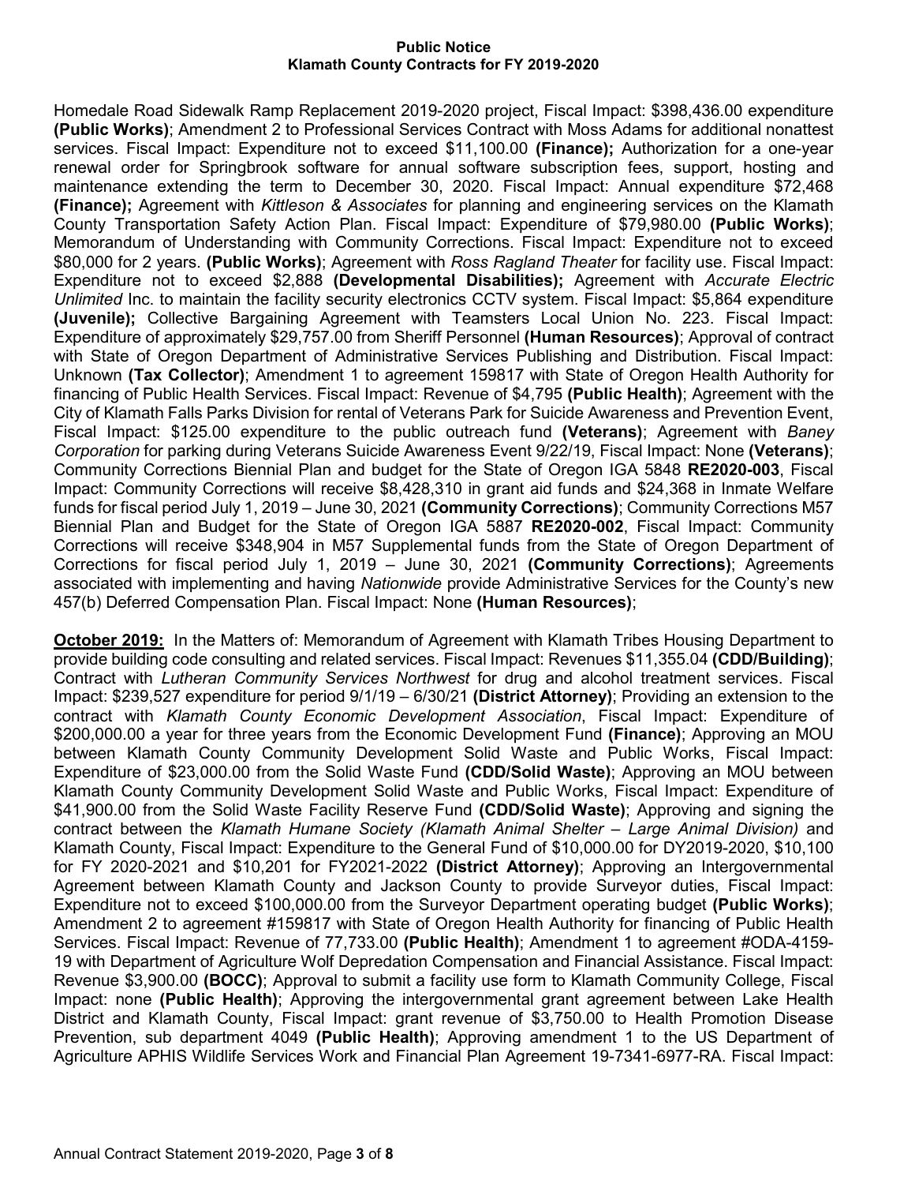Homedale Road Sidewalk Ramp Replacement 2019-2020 project, Fiscal Impact: $398,436.00 expenditure **(Public Works)**; Amendment 2 to Professional Services Contract with Moss Adams for additional nonattest services. Fiscal Impact: Expenditure not to exceed $11,100.00 **(Finance);** Authorization for a one-year renewal order for Springbrook software for annual software subscription fees, support, hosting and maintenance extending the term to December 30, 2020. Fiscal Impact: Annual expenditure $72,468 **(Finance);** Agreement with *Kittleson & Associates* for planning and engineering services on the Klamath County Transportation Safety Action Plan. Fiscal Impact: Expenditure of $79,980.00 **(Public Works)**; Memorandum of Understanding with Community Corrections. Fiscal Impact: Expenditure not to exceed $80,000 for 2 years. **(Public Works)**; Agreement with *Ross Ragland Theater* for facility use. Fiscal Impact: Expenditure not to exceed $2,888 **(Developmental Disabilities);** Agreement with *Accurate Electric Unlimited* Inc. to maintain the facility security electronics CCTV system. Fiscal Impact: $5,864 expenditure **(Juvenile);** Collective Bargaining Agreement with Teamsters Local Union No. 223. Fiscal Impact: Expenditure of approximately $29,757.00 from Sheriff Personnel **(Human Resources)**; Approval of contract with State of Oregon Department of Administrative Services Publishing and Distribution. Fiscal Impact: Unknown **(Tax Collector)**; Amendment 1 to agreement 159817 with State of Oregon Health Authority for financing of Public Health Services. Fiscal Impact: Revenue of $4,795 **(Public Health)**; Agreement with the City of Klamath Falls Parks Division for rental of Veterans Park for Suicide Awareness and Prevention Event, Fiscal Impact: $125.00 expenditure to the public outreach fund **(Veterans)**; Agreement with *Baney Corporation* for parking during Veterans Suicide Awareness Event 9/22/19, Fiscal Impact: None **(Veterans)**; Community Corrections Biennial Plan and budget for the State of Oregon IGA 5848 **RE2020-003**, Fiscal Impact: Community Corrections will receive $8,428,310 in grant aid funds and $24,368 in Inmate Welfare funds for fiscal period July 1, 2019 – June 30, 2021 **(Community Corrections)**; Community Corrections M57 Biennial Plan and Budget for the State of Oregon IGA 5887 **RE2020-002**, Fiscal Impact: Community Corrections will receive $348,904 in M57 Supplemental funds from the State of Oregon Department of Corrections for fiscal period July 1, 2019 – June 30, 2021 **(Community Corrections)**; Agreements associated with implementing and having *Nationwide* provide Administrative Services for the County's new 457(b) Deferred Compensation Plan. Fiscal Impact: None **(Human Resources)**;

**October 2019:** In the Matters of: Memorandum of Agreement with Klamath Tribes Housing Department to provide building code consulting and related services. Fiscal Impact: Revenues $11,355.04 **(CDD/Building)**; Contract with *Lutheran Community Services Northwest* for drug and alcohol treatment services. Fiscal Impact: $239,527 expenditure for period 9/1/19 – 6/30/21 **(District Attorney)**; Providing an extension to the contract with *Klamath County Economic Development Association*, Fiscal Impact: Expenditure of $200,000.00 a year for three years from the Economic Development Fund **(Finance)**; Approving an MOU between Klamath County Community Development Solid Waste and Public Works, Fiscal Impact: Expenditure of $23,000.00 from the Solid Waste Fund **(CDD/Solid Waste)**; Approving an MOU between Klamath County Community Development Solid Waste and Public Works, Fiscal Impact: Expenditure of $41,900.00 from the Solid Waste Facility Reserve Fund **(CDD/Solid Waste)**; Approving and signing the contract between the *Klamath Humane Society (Klamath Animal Shelter – Large Animal Division)* and Klamath County, Fiscal Impact: Expenditure to the General Fund of $10,000.00 for DY2019-2020, $10,100 for FY 2020-2021 and $10,201 for FY2021-2022 **(District Attorney)**; Approving an Intergovernmental Agreement between Klamath County and Jackson County to provide Surveyor duties, Fiscal Impact: Expenditure not to exceed $100,000.00 from the Surveyor Department operating budget **(Public Works)**; Amendment 2 to agreement #159817 with State of Oregon Health Authority for financing of Public Health Services. Fiscal Impact: Revenue of 77,733.00 **(Public Health)**; Amendment 1 to agreement #ODA-4159-19 with Department of Agriculture Wolf Depredation Compensation and Financial Assistance. Fiscal Impact: Revenue $3,900.00 **(BOCC)**; Approval to submit a facility use form to Klamath Community College, Fiscal Impact: none **(Public Health)**; Approving the intergovernmental grant agreement between Lake Health District and Klamath County, Fiscal Impact: grant revenue of $3,750.00 to Health Promotion Disease Prevention, sub department 4049 **(Public Health)**; Approving amendment 1 to the US Department of Agriculture APHIS Wildlife Services Work and Financial Plan Agreement 19-7341-6977-RA. Fiscal Impact: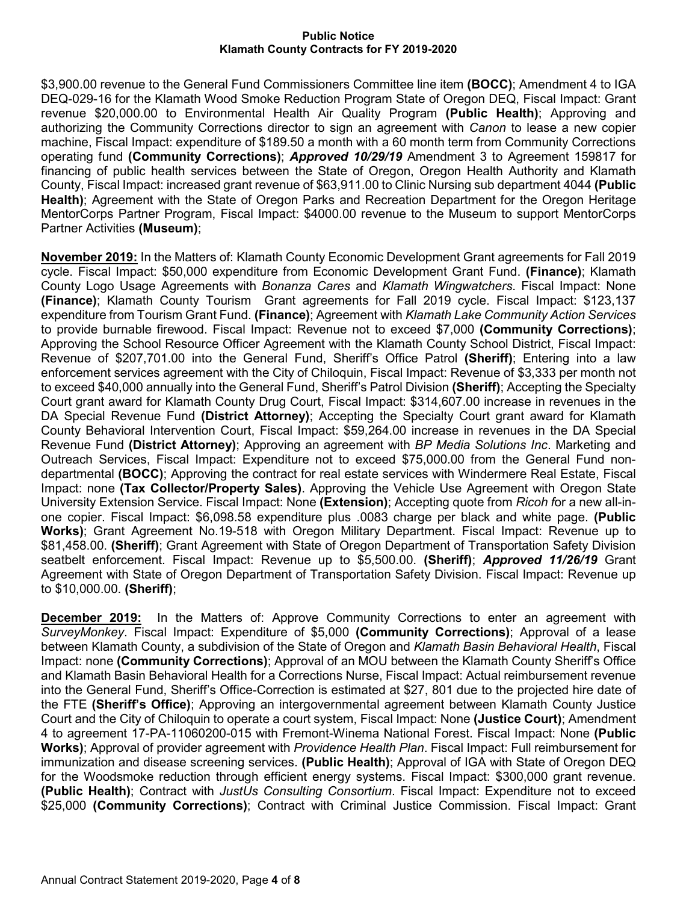$3,900.00 revenue to the General Fund Commissioners Committee line item **(BOCC)**; Amendment 4 to IGA DEQ-029-16 for the Klamath Wood Smoke Reduction Program State of Oregon DEQ, Fiscal Impact: Grant revenue $20,000.00 to Environmental Health Air Quality Program **(Public Health)**; Approving and authorizing the Community Corrections director to sign an agreement with *Canon* to lease a new copier machine, Fiscal Impact: expenditure of $189.50 a month with a 60 month term from Community Corrections operating fund **(Community Corrections)**; ***Approved 10/29/19*** Amendment 3 to Agreement 159817 for financing of public health services between the State of Oregon, Oregon Health Authority and Klamath County, Fiscal Impact: increased grant revenue of $63,911.00 to Clinic Nursing sub department 4044 **(Public Health)**; Agreement with the State of Oregon Parks and Recreation Department for the Oregon Heritage MentorCorps Partner Program, Fiscal Impact: $4000.00 revenue to the Museum to support MentorCorps Partner Activities **(Museum)**;

**November 2019:** In the Matters of: Klamath County Economic Development Grant agreements for Fall 2019 cycle. Fiscal Impact: $50,000 expenditure from Economic Development Grant Fund. **(Finance)**; Klamath County Logo Usage Agreements with *Bonanza Cares* and *Klamath Wingwatchers*. Fiscal Impact: None **(Finance)**; Klamath County Tourism Grant agreements for Fall 2019 cycle. Fiscal Impact: $123,137 expenditure from Tourism Grant Fund. **(Finance)**; Agreement with *Klamath Lake Community Action Services* to provide burnable firewood. Fiscal Impact: Revenue not to exceed $7,000 **(Community Corrections)**; Approving the School Resource Officer Agreement with the Klamath County School District, Fiscal Impact: Revenue of $207,701.00 into the General Fund, Sheriff's Office Patrol **(Sheriff)**; Entering into a law enforcement services agreement with the City of Chiloquin, Fiscal Impact: Revenue of $3,333 per month not to exceed $40,000 annually into the General Fund, Sheriff's Patrol Division **(Sheriff)**; Accepting the Specialty Court grant award for Klamath County Drug Court, Fiscal Impact: $314,607.00 increase in revenues in the DA Special Revenue Fund **(District Attorney)**; Accepting the Specialty Court grant award for Klamath County Behavioral Intervention Court, Fiscal Impact: $59,264.00 increase in revenues in the DA Special Revenue Fund **(District Attorney)**; Approving an agreement with *BP Media Solutions Inc*. Marketing and Outreach Services, Fiscal Impact: Expenditure not to exceed $75,000.00 from the General Fund non-departmental **(BOCC)**; Approving the contract for real estate services with Windermere Real Estate, Fiscal Impact: none **(Tax Collector/Property Sales)**. Approving the Vehicle Use Agreement with Oregon State University Extension Service. Fiscal Impact: None **(Extension)**; Accepting quote from *Ricoh f*or a new all-in-one copier. Fiscal Impact: $6,098.58 expenditure plus .0083 charge per black and white page. **(Public Works)**; Grant Agreement No.19-518 with Oregon Military Department. Fiscal Impact: Revenue up to $81,458.00. **(Sheriff)**; Grant Agreement with State of Oregon Department of Transportation Safety Division seatbelt enforcement. Fiscal Impact: Revenue up to $5,500.00. **(Sheriff)**; ***Approved 11/26/19*** Grant Agreement with State of Oregon Department of Transportation Safety Division. Fiscal Impact: Revenue up to $10,000.00. **(Sheriff)**;

**December 2019:** In the Matters of: Approve Community Corrections to enter an agreement with *SurveyMonkey*. Fiscal Impact: Expenditure of $5,000 **(Community Corrections)**; Approval of a lease between Klamath County, a subdivision of the State of Oregon and *Klamath Basin Behavioral Health*, Fiscal Impact: none **(Community Corrections)**; Approval of an MOU between the Klamath County Sheriff's Office and Klamath Basin Behavioral Health for a Corrections Nurse, Fiscal Impact: Actual reimbursement revenue into the General Fund, Sheriff's Office-Correction is estimated at $27, 801 due to the projected hire date of the FTE **(Sheriff's Office)**; Approving an intergovernmental agreement between Klamath County Justice Court and the City of Chiloquin to operate a court system, Fiscal Impact: None **(Justice Court)**; Amendment 4 to agreement 17-PA-11060200-015 with Fremont-Winema National Forest. Fiscal Impact: None **(Public Works)**; Approval of provider agreement with *Providence Health Plan*. Fiscal Impact: Full reimbursement for immunization and disease screening services. **(Public Health)**; Approval of IGA with State of Oregon DEQ for the Woodsmoke reduction through efficient energy systems. Fiscal Impact: $300,000 grant revenue. **(Public Health)**; Contract with *JustUs Consulting Consortium*. Fiscal Impact: Expenditure not to exceed $25,000 **(Community Corrections)**; Contract with Criminal Justice Commission. Fiscal Impact: Grant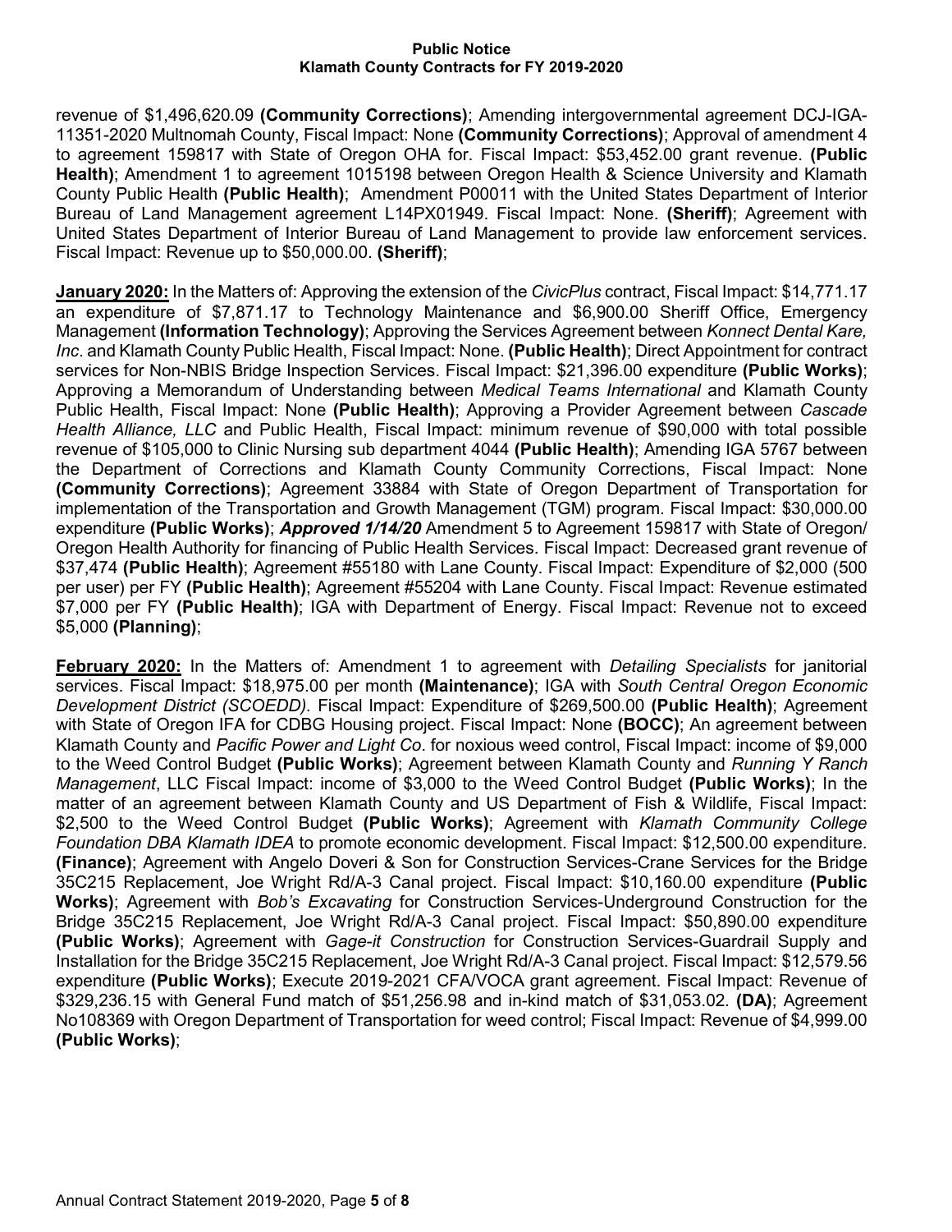revenue of $1,496,620.09 **(Community Corrections)**; Amending intergovernmental agreement DCJ-IGA-11351-2020 Multnomah County, Fiscal Impact: None **(Community Corrections)**; Approval of amendment 4 to agreement 159817 with State of Oregon OHA for. Fiscal Impact: $53,452.00 grant revenue. **(Public Health)**; Amendment 1 to agreement 1015198 between Oregon Health & Science University and Klamath County Public Health **(Public Health)**; Amendment P00011 with the United States Department of Interior Bureau of Land Management agreement L14PX01949. Fiscal Impact: None. **(Sheriff)**; Agreement with United States Department of Interior Bureau of Land Management to provide law enforcement services. Fiscal Impact: Revenue up to $50,000.00. **(Sheriff)**;

**January 2020:** In the Matters of: Approving the extension of the *CivicPlus* contract, Fiscal Impact: $14,771.17 an expenditure of $7,871.17 to Technology Maintenance and $6,900.00 Sheriff Office, Emergency Management **(Information Technology)**; Approving the Services Agreement between *Konnect Dental Kare, Inc*. and Klamath County Public Health, Fiscal Impact: None. **(Public Health)**; Direct Appointment for contract services for Non-NBIS Bridge Inspection Services. Fiscal Impact: $21,396.00 expenditure **(Public Works)**; Approving a Memorandum of Understanding between *Medical Teams International* and Klamath County Public Health, Fiscal Impact: None **(Public Health)**; Approving a Provider Agreement between *Cascade Health Alliance, LLC* and Public Health, Fiscal Impact: minimum revenue of $90,000 with total possible revenue of $105,000 to Clinic Nursing sub department 4044 **(Public Health)**; Amending IGA 5767 between the Department of Corrections and Klamath County Community Corrections, Fiscal Impact: None **(Community Corrections)**; Agreement 33884 with State of Oregon Department of Transportation for implementation of the Transportation and Growth Management (TGM) program. Fiscal Impact: $30,000.00 expenditure **(Public Works)**; ***Approved 1/14/20*** Amendment 5 to Agreement 159817 with State of Oregon/ Oregon Health Authority for financing of Public Health Services. Fiscal Impact: Decreased grant revenue of $37,474 **(Public Health)**; Agreement #55180 with Lane County. Fiscal Impact: Expenditure of $2,000 (500 per user) per FY **(Public Health)**; Agreement #55204 with Lane County. Fiscal Impact: Revenue estimated $7,000 per FY **(Public Health)**; IGA with Department of Energy. Fiscal Impact: Revenue not to exceed $5,000 **(Planning)**;

**February 2020:** In the Matters of: Amendment 1 to agreement with *Detailing Specialists* for janitorial services. Fiscal Impact: $18,975.00 per month **(Maintenance)**; IGA with *South Central Oregon Economic Development District (SCOEDD).* Fiscal Impact: Expenditure of $269,500.00 **(Public Health)**; Agreement with State of Oregon IFA for CDBG Housing project. Fiscal Impact: None **(BOCC)**; An agreement between Klamath County and *Pacific Power and Light Co*. for noxious weed control, Fiscal Impact: income of $9,000 to the Weed Control Budget **(Public Works)**; Agreement between Klamath County and *Running Y Ranch Management*, LLC Fiscal Impact: income of $3,000 to the Weed Control Budget **(Public Works)**; In the matter of an agreement between Klamath County and US Department of Fish & Wildlife, Fiscal Impact: $2,500 to the Weed Control Budget **(Public Works)**; Agreement with *Klamath Community College Foundation DBA Klamath IDEA* to promote economic development. Fiscal Impact: $12,500.00 expenditure. **(Finance)**; Agreement with Angelo Doveri & Son for Construction Services-Crane Services for the Bridge 35C215 Replacement, Joe Wright Rd/A-3 Canal project. Fiscal Impact: $10,160.00 expenditure **(Public Works)**; Agreement with *Bob's Excavating* for Construction Services-Underground Construction for the Bridge 35C215 Replacement, Joe Wright Rd/A-3 Canal project. Fiscal Impact: $50,890.00 expenditure **(Public Works)**; Agreement with *Gage-it Construction* for Construction Services-Guardrail Supply and Installation for the Bridge 35C215 Replacement, Joe Wright Rd/A-3 Canal project. Fiscal Impact: $12,579.56 expenditure **(Public Works)**; Execute 2019-2021 CFA/VOCA grant agreement. Fiscal Impact: Revenue of $329,236.15 with General Fund match of $51,256.98 and in-kind match of $31,053.02. **(DA)**; Agreement No108369 with Oregon Department of Transportation for weed control; Fiscal Impact: Revenue of $4,999.00 **(Public Works)**;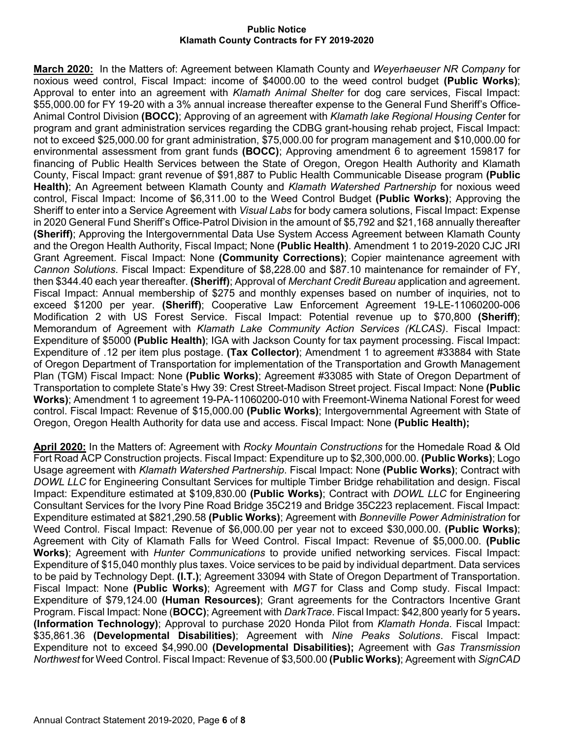**Public Notice**
**Klamath County Contracts for FY 2019-2020**

**March 2020:** In the Matters of: Agreement between Klamath County and *Weyerhaeuser NR Company* for noxious weed control, Fiscal Impact: income of $4000.00 to the weed control budget **(Public Works)**; Approval to enter into an agreement with *Klamath Animal Shelter* for dog care services, Fiscal Impact: $55,000.00 for FY 19-20 with a 3% annual increase thereafter expense to the General Fund Sheriff's Office-Animal Control Division **(BOCC)**; Approving of an agreement with *Klamath lake Regional Housing Cente*r for program and grant administration services regarding the CDBG grant-housing rehab project, Fiscal Impact: not to exceed $25,000.00 for grant administration, $75,000.00 for program management and $10,000.00 for environmental assessment from grant funds **(BOCC)**; Approving amendment 6 to agreement 159817 for financing of Public Health Services between the State of Oregon, Oregon Health Authority and Klamath County, Fiscal Impact: grant revenue of $91,887 to Public Health Communicable Disease program **(Public Health)**; An Agreement between Klamath County and *Klamath Watershed Partnership* for noxious weed control, Fiscal Impact: Income of $6,311.00 to the Weed Control Budget **(Public Works)**; Approving the Sheriff to enter into a Service Agreement with *Visual Labs* for body camera solutions, Fiscal Impact: Expense in 2020 General Fund Sheriff's Office-Patrol Division in the amount of $5,792 and $21,168 annually thereafter **(Sheriff)**; Approving the Intergovernmental Data Use System Access Agreement between Klamath County and the Oregon Health Authority, Fiscal Impact; None **(Public Health)**. Amendment 1 to 2019-2020 CJC JRI Grant Agreement. Fiscal Impact: None **(Community Corrections)**; Copier maintenance agreement with *Cannon Solutions*. Fiscal Impact: Expenditure of $8,228.00 and $87.10 maintenance for remainder of FY, then $344.40 each year thereafter. **(Sheriff)**; Approval of *Merchant Credit Bureau* application and agreement. Fiscal Impact: Annual membership of $275 and monthly expenses based on number of inquiries, not to exceed $1200 per year. **(Sheriff)**; Cooperative Law Enforcement Agreement 19-LE-11060200-006 Modification 2 with US Forest Service. Fiscal Impact: Potential revenue up to $70,800 **(Sheriff)**; Memorandum of Agreement with *Klamath Lake Community Action Services (KLCAS)*. Fiscal Impact: Expenditure of $5000 **(Public Health)**; IGA with Jackson County for tax payment processing. Fiscal Impact: Expenditure of .12 per item plus postage. **(Tax Collector)**; Amendment 1 to agreement #33884 with State of Oregon Department of Transportation for implementation of the Transportation and Growth Management Plan (TGM) Fiscal Impact: None **(Public Works)**; Agreement #33085 with State of Oregon Department of Transportation to complete State's Hwy 39: Crest Street-Madison Street project. Fiscal Impact: None **(Public Works)**; Amendment 1 to agreement 19-PA-11060200-010 with Freemont-Winema National Forest for weed control. Fiscal Impact: Revenue of $15,000.00 **(Public Works)**; Intergovernmental Agreement with State of Oregon, Oregon Health Authority for data use and access. Fiscal Impact: None **(Public Health);**

**April 2020:** In the Matters of: Agreement with *Rocky Mountain Constructions* for the Homedale Road & Old Fort Road ACP Construction projects. Fiscal Impact: Expenditure up to $2,300,000.00. **(Public Works)**; Logo Usage agreement with *Klamath Watershed Partnership*. Fiscal Impact: None **(Public Works)**; Contract with *DOWL LLC* for Engineering Consultant Services for multiple Timber Bridge rehabilitation and design. Fiscal Impact: Expenditure estimated at $109,830.00 **(Public Works)**; Contract with *DOWL LLC* for Engineering Consultant Services for the Ivory Pine Road Bridge 35C219 and Bridge 35C223 replacement. Fiscal Impact: Expenditure estimated at $821,290.58 **(Public Works)**; Agreement with *Bonneville Power Administration* for Weed Control. Fiscal Impact: Revenue of $6,000.00 per year not to exceed $30,000.00. **(Public Works)**; Agreement with City of Klamath Falls for Weed Control. Fiscal Impact: Revenue of $5,000.00. **(Public Works)**; Agreement with *Hunter Communications* to provide unified networking services. Fiscal Impact: Expenditure of $15,040 monthly plus taxes. Voice services to be paid by individual department. Data services to be paid by Technology Dept. **(I.T.)**; Agreement 33094 with State of Oregon Department of Transportation. Fiscal Impact: None **(Public Works)**; Agreement with *MGT* for Class and Comp study. Fiscal Impact: Expenditure of $79,124.00 **(Human Resources)**; Grant agreements for the Contractors Incentive Grant Program. Fiscal Impact: None (**BOCC)**; Agreement with *DarkTrace*. Fiscal Impact: $42,800 yearly for 5 years**. (Information Technology)**; Approval to purchase 2020 Honda Pilot from *Klamath Honda*. Fiscal Impact: $35,861.36 **(Developmental Disabilities)**; Agreement with *Nine Peaks Solutions*. Fiscal Impact: Expenditure not to exceed $4,990.00 **(Developmental Disabilities);** Agreement with *Gas Transmission Northwest* for Weed Control. Fiscal Impact: Revenue of $3,500.00 **(Public Works)**; Agreement with *SignCAD*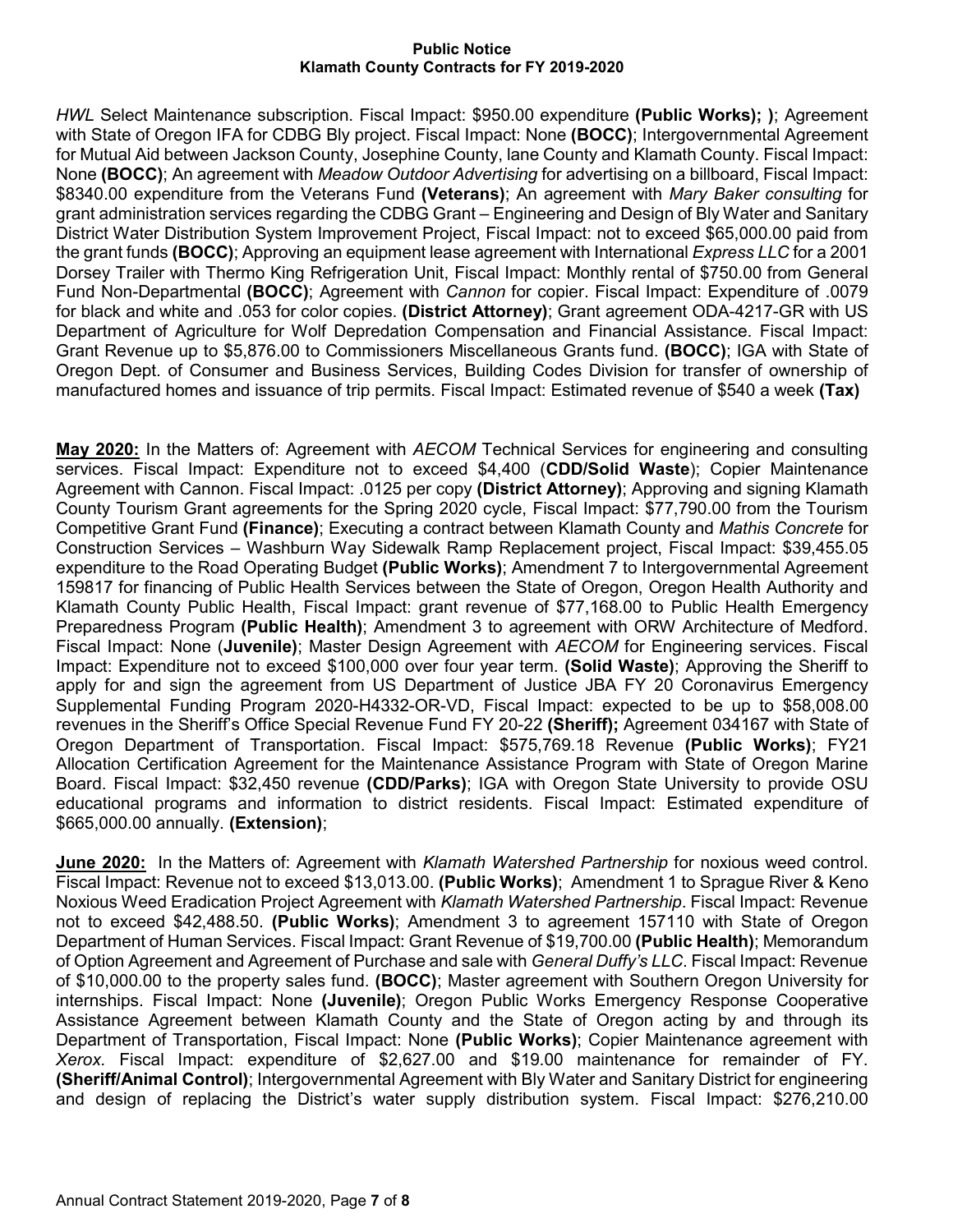*HWL* Select Maintenance subscription. Fiscal Impact: $950.00 expenditure **(Public Works); )**; Agreement with State of Oregon IFA for CDBG Bly project. Fiscal Impact: None **(BOCC)**; Intergovernmental Agreement for Mutual Aid between Jackson County, Josephine County, lane County and Klamath County. Fiscal Impact: None **(BOCC)**; An agreement with *Meadow Outdoor Advertising* for advertising on a billboard, Fiscal Impact: $8340.00 expenditure from the Veterans Fund **(Veterans)**; An agreement with *Mary Baker consulting* for grant administration services regarding the CDBG Grant – Engineering and Design of Bly Water and Sanitary District Water Distribution System Improvement Project, Fiscal Impact: not to exceed $65,000.00 paid from the grant funds **(BOCC)**; Approving an equipment lease agreement with International *Express LLC* for a 2001 Dorsey Trailer with Thermo King Refrigeration Unit, Fiscal Impact: Monthly rental of $750.00 from General Fund Non-Departmental **(BOCC)**; Agreement with *Cannon* for copier. Fiscal Impact: Expenditure of .0079 for black and white and .053 for color copies. **(District Attorney)**; Grant agreement ODA-4217-GR with US Department of Agriculture for Wolf Depredation Compensation and Financial Assistance. Fiscal Impact: Grant Revenue up to $5,876.00 to Commissioners Miscellaneous Grants fund. **(BOCC)**; IGA with State of Oregon Dept. of Consumer and Business Services, Building Codes Division for transfer of ownership of manufactured homes and issuance of trip permits. Fiscal Impact: Estimated revenue of $540 a week **(Tax)**

**May 2020:** In the Matters of: Agreement with *AECOM* Technical Services for engineering and consulting services. Fiscal Impact: Expenditure not to exceed $4,400 (**CDD/Solid Waste**); Copier Maintenance Agreement with Cannon. Fiscal Impact: .0125 per copy **(District Attorney)**; Approving and signing Klamath County Tourism Grant agreements for the Spring 2020 cycle, Fiscal Impact: $77,790.00 from the Tourism Competitive Grant Fund **(Finance)**; Executing a contract between Klamath County and *Mathis Concrete* for Construction Services – Washburn Way Sidewalk Ramp Replacement project, Fiscal Impact: $39,455.05 expenditure to the Road Operating Budget **(Public Works)**; Amendment 7 to Intergovernmental Agreement 159817 for financing of Public Health Services between the State of Oregon, Oregon Health Authority and Klamath County Public Health, Fiscal Impact: grant revenue of $77,168.00 to Public Health Emergency Preparedness Program **(Public Health)**; Amendment 3 to agreement with ORW Architecture of Medford. Fiscal Impact: None (**Juvenile**); Master Design Agreement with *AECOM* for Engineering services. Fiscal Impact: Expenditure not to exceed $100,000 over four year term. **(Solid Waste)**; Approving the Sheriff to apply for and sign the agreement from US Department of Justice JBA FY 20 Coronavirus Emergency Supplemental Funding Program 2020-H4332-OR-VD, Fiscal Impact: expected to be up to $58,008.00 revenues in the Sheriff's Office Special Revenue Fund FY 20-22 **(Sheriff);** Agreement 034167 with State of Oregon Department of Transportation. Fiscal Impact: $575,769.18 Revenue **(Public Works)**; FY21 Allocation Certification Agreement for the Maintenance Assistance Program with State of Oregon Marine Board. Fiscal Impact: $32,450 revenue **(CDD/Parks)**; IGA with Oregon State University to provide OSU educational programs and information to district residents. Fiscal Impact: Estimated expenditure of $665,000.00 annually. **(Extension)**;

**June 2020:** In the Matters of: Agreement with *Klamath Watershed Partnership* for noxious weed control. Fiscal Impact: Revenue not to exceed $13,013.00. **(Public Works)**; Amendment 1 to Sprague River & Keno Noxious Weed Eradication Project Agreement with *Klamath Watershed Partnership*. Fiscal Impact: Revenue not to exceed $42,488.50. **(Public Works)**; Amendment 3 to agreement 157110 with State of Oregon Department of Human Services. Fiscal Impact: Grant Revenue of $19,700.00 **(Public Health)**; Memorandum of Option Agreement and Agreement of Purchase and sale with *General Duffy's LLC*. Fiscal Impact: Revenue of $10,000.00 to the property sales fund. **(BOCC)**; Master agreement with Southern Oregon University for internships. Fiscal Impact: None **(Juvenile)**; Oregon Public Works Emergency Response Cooperative Assistance Agreement between Klamath County and the State of Oregon acting by and through its Department of Transportation, Fiscal Impact: None **(Public Works)**; Copier Maintenance agreement with *Xerox*. Fiscal Impact: expenditure of $2,627.00 and $19.00 maintenance for remainder of FY. **(Sheriff/Animal Control)**; Intergovernmental Agreement with Bly Water and Sanitary District for engineering and design of replacing the District's water supply distribution system. Fiscal Impact: $276,210.00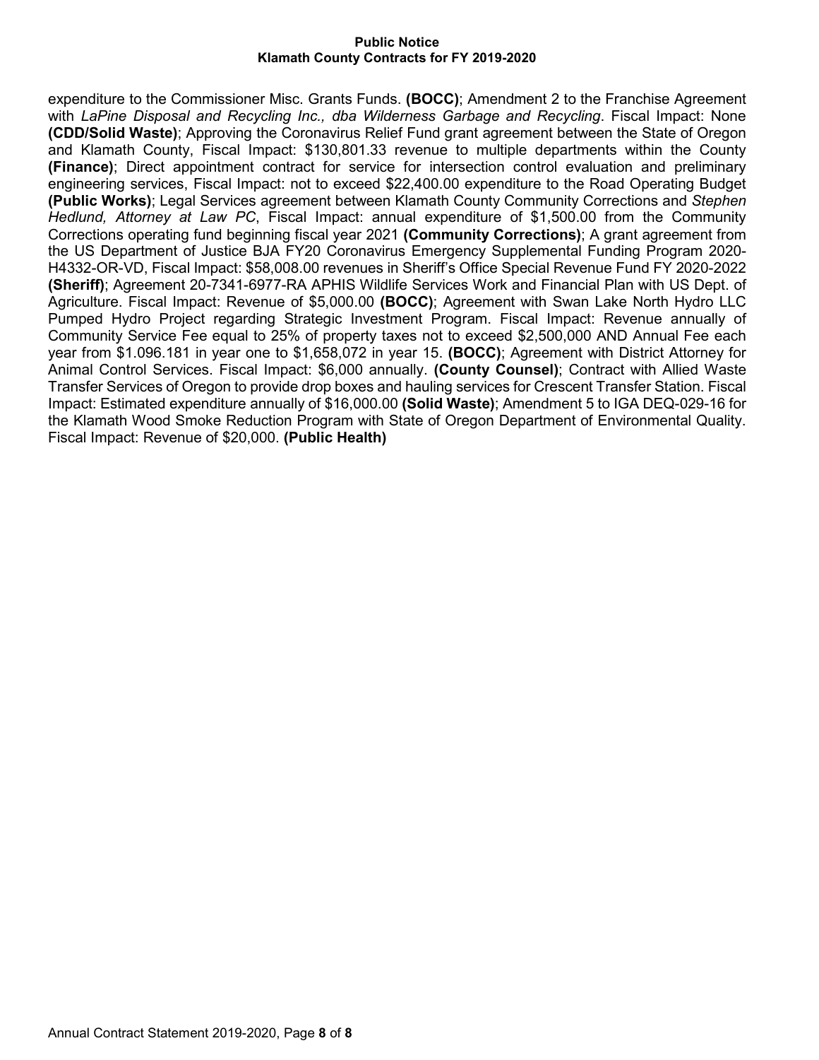expenditure to the Commissioner Misc. Grants Funds. **(BOCC)**; Amendment 2 to the Franchise Agreement with *LaPine Disposal and Recycling Inc., dba Wilderness Garbage and Recycling*. Fiscal Impact: None **(CDD/Solid Waste)**; Approving the Coronavirus Relief Fund grant agreement between the State of Oregon and Klamath County, Fiscal Impact: $130,801.33 revenue to multiple departments within the County **(Finance)**; Direct appointment contract for service for intersection control evaluation and preliminary engineering services, Fiscal Impact: not to exceed $22,400.00 expenditure to the Road Operating Budget **(Public Works)**; Legal Services agreement between Klamath County Community Corrections and *Stephen Hedlund, Attorney at Law PC*, Fiscal Impact: annual expenditure of $1,500.00 from the Community Corrections operating fund beginning fiscal year 2021 **(Community Corrections)**; A grant agreement from the US Department of Justice BJA FY20 Coronavirus Emergency Supplemental Funding Program 2020-H4332-OR-VD, Fiscal Impact: $58,008.00 revenues in Sheriff's Office Special Revenue Fund FY 2020-2022 **(Sheriff)**; Agreement 20-7341-6977-RA APHIS Wildlife Services Work and Financial Plan with US Dept. of Agriculture. Fiscal Impact: Revenue of $5,000.00 **(BOCC)**; Agreement with Swan Lake North Hydro LLC Pumped Hydro Project regarding Strategic Investment Program. Fiscal Impact: Revenue annually of Community Service Fee equal to 25% of property taxes not to exceed $2,500,000 AND Annual Fee each year from $1.096.181 in year one to $1,658,072 in year 15. **(BOCC)**; Agreement with District Attorney for Animal Control Services. Fiscal Impact: $6,000 annually. **(County Counsel)**; Contract with Allied Waste Transfer Services of Oregon to provide drop boxes and hauling services for Crescent Transfer Station. Fiscal Impact: Estimated expenditure annually of $16,000.00 **(Solid Waste)**; Amendment 5 to IGA DEQ-029-16 for the Klamath Wood Smoke Reduction Program with State of Oregon Department of Environmental Quality. Fiscal Impact: Revenue of $20,000. **(Public Health)**